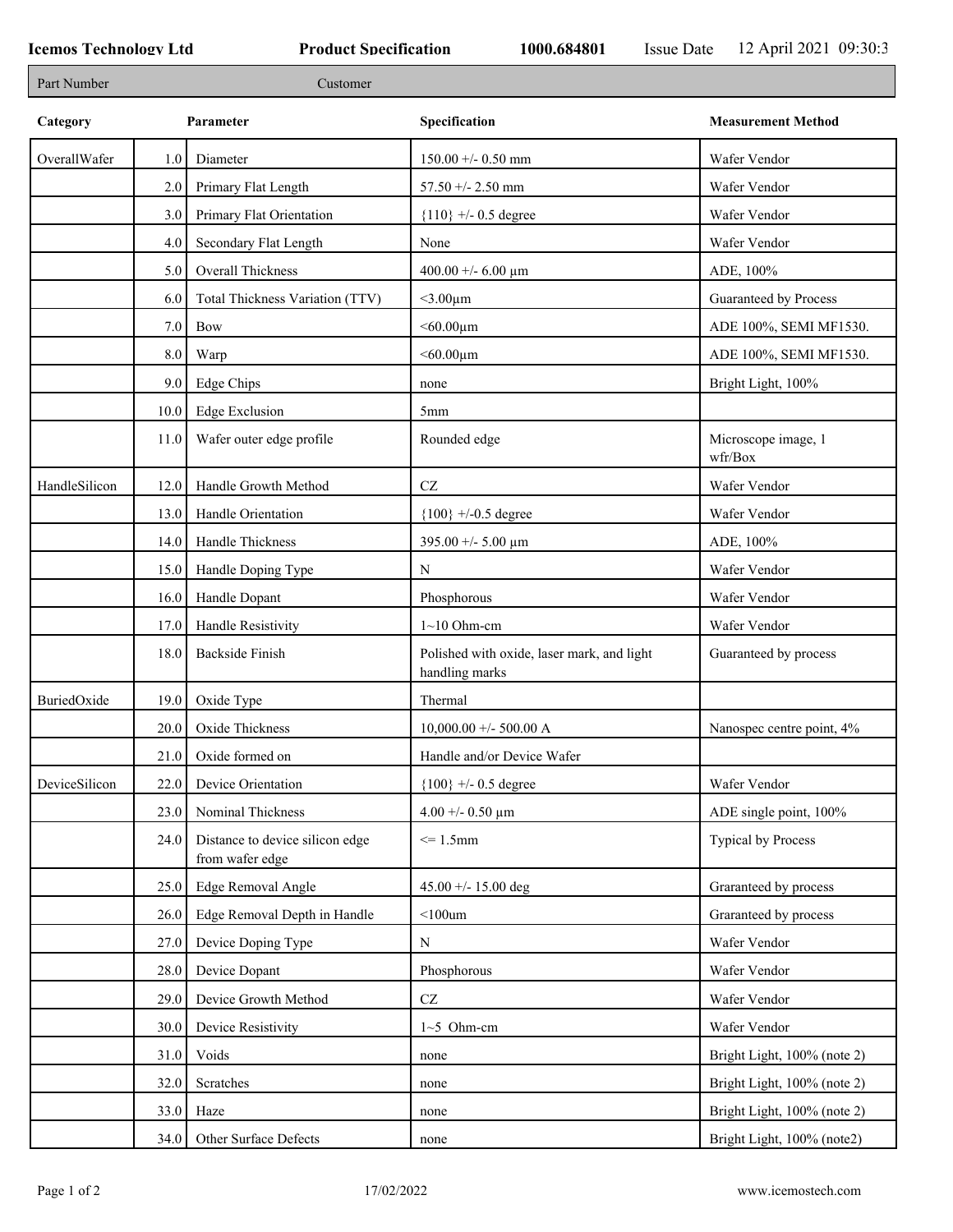**Icemos Technology Ltd** **Product Specification** **1000.684801** Issue Date 12 April 2021 09:30:3

| Part Number | Customer |
|---|---|

| Category | | Parameter | Specification | Measurement Method |
|---|---|---|---|---|
| OverallWafer | 1.0 | Diameter | 150.00 +/- 0.50 mm | Wafer Vendor |
| | 2.0 | Primary Flat Length | 57.50 +/- 2.50 mm | Wafer Vendor |
| | 3.0 | Primary Flat Orientation | {110} +/- 0.5 degree | Wafer Vendor |
| | 4.0 | Secondary Flat Length | None | Wafer Vendor |
| | 5.0 | Overall Thickness | 400.00 +/- 6.00 µm | ADE, 100% |
| | 6.0 | Total Thickness Variation (TTV) | <3.00µm | Guaranteed by Process |
| | 7.0 | Bow | <60.00µm | ADE 100%, SEMI MF1530. |
| | 8.0 | Warp | <60.00µm | ADE 100%, SEMI MF1530. |
| | 9.0 | Edge Chips | none | Bright Light, 100% |
| | 10.0 | Edge Exclusion | 5mm | |
| | 11.0 | Wafer outer edge profile | Rounded edge | Microscope image, 1 wfr/Box |
| HandleSilicon | 12.0 | Handle Growth Method | CZ | Wafer Vendor |
| | 13.0 | Handle Orientation | {100} +/-0.5 degree | Wafer Vendor |
| | 14.0 | Handle Thickness | 395.00 +/- 5.00 µm | ADE, 100% |
| | 15.0 | Handle Doping Type | N | Wafer Vendor |
| | 16.0 | Handle Dopant | Phosphorous | Wafer Vendor |
| | 17.0 | Handle Resistivity | 1~10 Ohm-cm | Wafer Vendor |
| | 18.0 | Backside Finish | Polished with oxide, laser mark, and light handling marks | Guaranteed by process |
| BuriedOxide | 19.0 | Oxide Type | Thermal | |
| | 20.0 | Oxide Thickness | 10,000.00 +/- 500.00 A | Nanospec centre point, 4% |
| | 21.0 | Oxide formed on | Handle and/or Device Wafer | |
| DeviceSilicon | 22.0 | Device Orientation | {100} +/- 0.5 degree | Wafer Vendor |
| | 23.0 | Nominal Thickness | 4.00 +/- 0.50 µm | ADE single point, 100% |
| | 24.0 | Distance to device silicon edge from wafer edge | <= 1.5mm | Typical by Process |
| | 25.0 | Edge Removal Angle | 45.00 +/- 15.00 deg | Graranteed by process |
| | 26.0 | Edge Removal Depth in Handle | <100um | Graranteed by process |
| | 27.0 | Device Doping Type | N | Wafer Vendor |
| | 28.0 | Device Dopant | Phosphorous | Wafer Vendor |
| | 29.0 | Device Growth Method | CZ | Wafer Vendor |
| | 30.0 | Device Resistivity | 1~5 Ohm-cm | Wafer Vendor |
| | 31.0 | Voids | none | Bright Light, 100% (note 2) |
| | 32.0 | Scratches | none | Bright Light, 100% (note 2) |
| | 33.0 | Haze | none | Bright Light, 100% (note 2) |
| | 34.0 | Other Surface Defects | none | Bright Light, 100% (note2) |

17/02/2022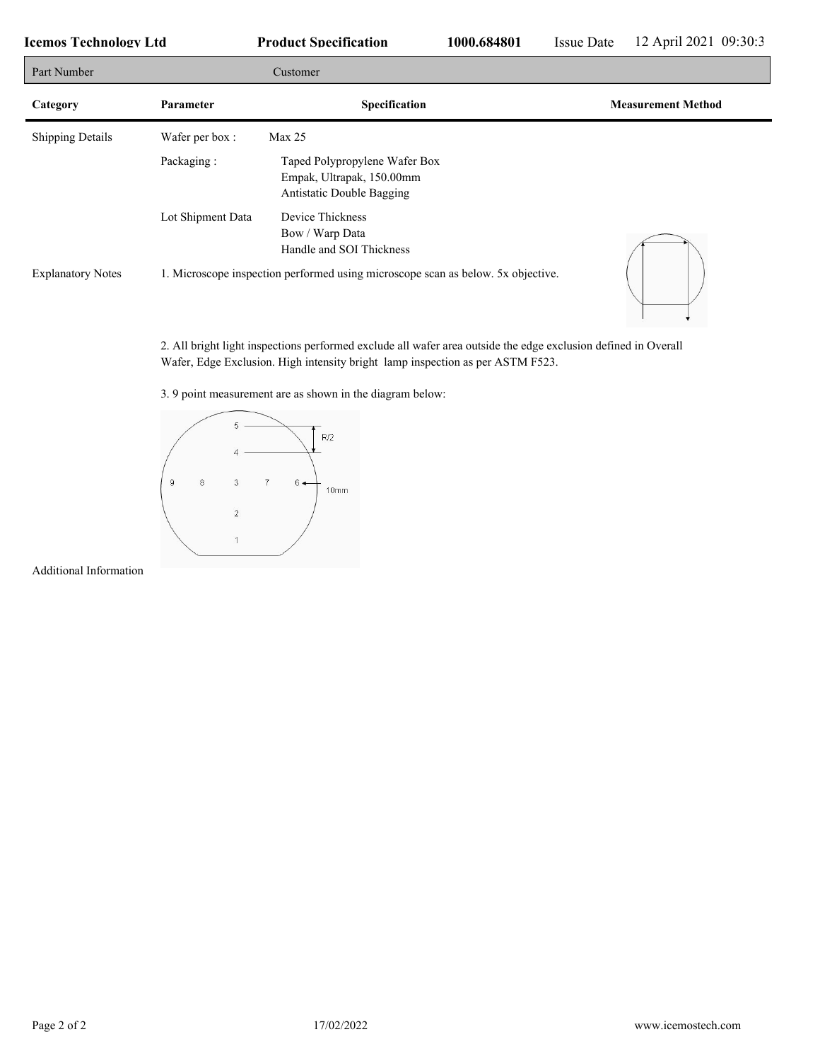| Part Number | | Customer | |
|---|---|---|---|
| **Category** | **Parameter** | **Specification** | **Measurement Method** |
| Shipping Details | Wafer per box : | Max 25 | |
| | Packaging : | Taped Polypropylene Wafer Box<br>Empak, Ultrapak, 150.00mm<br>Antistatic Double Bagging | |
| | Lot Shipment Data | Device Thickness<br>Bow / Warp Data<br>Handle and SOI Thickness | |
| Explanatory Notes | 1. Microscope inspection performed using microscope scan as below. 5x objective. | | |

2. All bright light inspections performed exclude all wafer area outside the edge exclusion defined in Overall Wafer, Edge Exclusion. High intensity bright lamp inspection as per ASTM F523.

3. 9 point measurement are as shown in the diagram below:

5
4
R/2
9 8 3 7 6
10mm
2
1

Additional Information